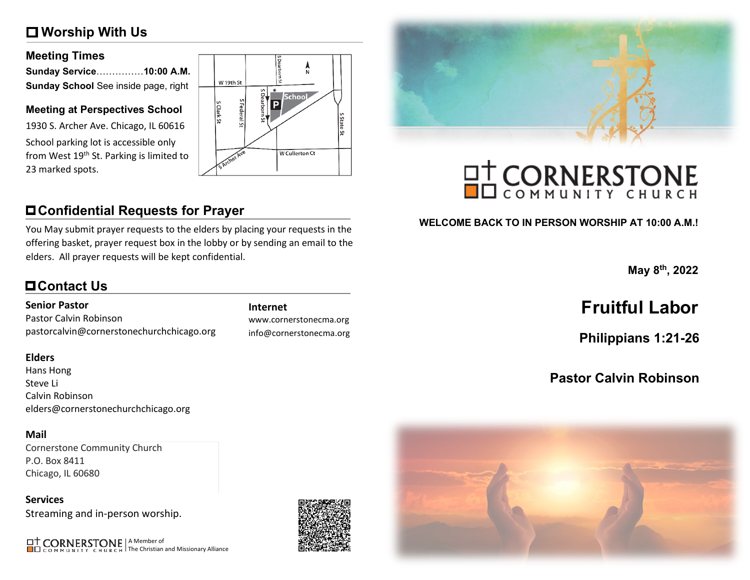## Worship With Us

### Meeting Times

**Sunday Service**...............**10:00 A.M.**
**Sunday School** See inside page, right

### Meeting at Perspectives School

1930 S. Archer Ave. Chicago, IL 60616

School parking lot is accessible only from West 19th St. Parking is limited to 23 marked spots.

## Confidential Requests for Prayer

You May submit prayer requests to the elders by placing your requests in the offering basket, prayer request box in the lobby or by sending an email to the elders. All prayer requests will be kept confidential.

## Contact Us

**Senior Pastor**
Pastor Calvin Robinson
pastorcalvin@cornerstonechurchchicago.org

**Internet**
www.cornerstonecma.org
info@cornerstonecma.org

**Elders**
Hans Hong
Steve Li
Calvin Robinson
elders@cornerstonechurchchicago.org

**Mail**
Cornerstone Community Church
P.O. Box 8411
Chicago, IL 60680

**Services**
Streaming and in-person worship.

CORNERSTONE COMMUNITY CHURCH | A Member of The Christian and Missionary Alliance

# CORNERSTONE COMMUNITY CHURCH

**WELCOME BACK TO IN PERSON WORSHIP AT 10:00 A.M.!**

**May 8th, 2022**

# Fruitful Labor

### Philippians 1:21-26

### Pastor Calvin Robinson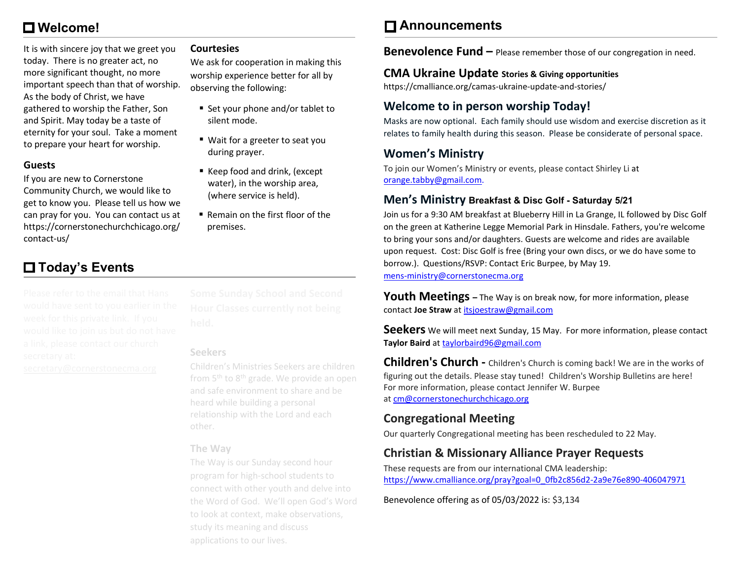# ☐ Welcome!

It is with sincere joy that we greet you today. There is no greater act, no more significant thought, no more important speech than that of worship. As the body of Christ, we have gathered to worship the Father, Son and Spirit. May today be a taste of eternity for your soul. Take a moment to prepare your heart for worship.

### Guests

If you are new to Cornerstone Community Church, we would like to get to know you. Please tell us how we can pray for you. You can contact us at https://cornerstonechurchchicago.org/contact-us/

### Courtesies

We ask for cooperation in making this worship experience better for all by observing the following:

- Set your phone and/or tablet to silent mode.
- Wait for a greeter to seat you during prayer.
- Keep food and drink, (except water), in the worship area, (where service is held).
- Remain on the first floor of the premises.

# ☐ Today's Events

Please refer to the email that Hans would have sent to you earlier in the week for this private link. If you would like to join us but do not have a link, please contact our church secretary at: secretary@cornerstonecma.org

**Some Sunday School and Second Hour Classes currently not being held.**

### Seekers

Children's Ministries Seekers are children from 5th to 8th grade. We provide an open and safe environment to share and be heard while building a personal relationship with the Lord and each other.

### The Way

The Way is our Sunday second hour program for high-school students to connect with other youth and delve into the Word of God. We'll open God's Word to look at context, make observations, study its meaning and discuss applications to our lives.

# ☐ Announcements

**Benevolence Fund –** Please remember those of our congregation in need.

**CMA Ukraine Update Stories & Giving opportunities**
https://cmalliance.org/camas-ukraine-update-and-stories/

## Welcome to in person worship Today!

Masks are now optional. Each family should use wisdom and exercise discretion as it relates to family health during this season. Please be considerate of personal space.

## Women's Ministry

To join our Women's Ministry or events, please contact Shirley Li at orange.tabby@gmail.com.

## Men's Ministry Breakfast & Disc Golf - Saturday 5/21

Join us for a 9:30 AM breakfast at Blueberry Hill in La Grange, IL followed by Disc Golf on the green at Katherine Legge Memorial Park in Hinsdale. Fathers, you're welcome to bring your sons and/or daughters. Guests are welcome and rides are available upon request. Cost: Disc Golf is free (Bring your own discs, or we do have some to borrow.). Questions/RSVP: Contact Eric Burpee, by May 19.
mens-ministry@cornerstonecma.org

**Youth Meetings –** The Way is on break now, for more information, please contact **Joe Straw** at itsjoestraw@gmail.com

**Seekers** We will meet next Sunday, 15 May. For more information, please contact **Taylor Baird** at taylorbaird96@gmail.com

**Children's Church -** Children's Church is coming back! We are in the works of figuring out the details. Please stay tuned! Children's Worship Bulletins are here! For more information, please contact Jennifer W. Burpee at cm@cornerstonechurchchicago.org

## Congregational Meeting

Our quarterly Congregational meeting has been rescheduled to 22 May.

## Christian & Missionary Alliance Prayer Requests

These requests are from our international CMA leadership:
https://www.cmalliance.org/pray?goal=0_0fb2c856d2-2a9e76e890-406047971

Benevolence offering as of 05/03/2022 is: $3,134